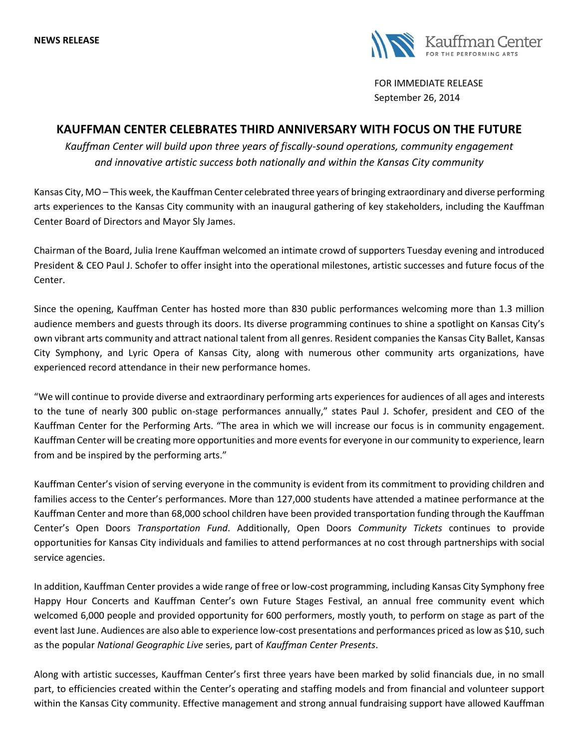**NEWS RELEASE**

Kauffman Center FOR THE PERFORMING ARTS

FOR IMMEDIATE RELEASE
September 26, 2014

# KAUFFMAN CENTER CELEBRATES THIRD ANNIVERSARY WITH FOCUS ON THE FUTURE

*Kauffman Center will build upon three years of fiscally-sound operations, community engagement and innovative artistic success both nationally and within the Kansas City community*

Kansas City, MO – This week, the Kauffman Center celebrated three years of bringing extraordinary and diverse performing arts experiences to the Kansas City community with an inaugural gathering of key stakeholders, including the Kauffman Center Board of Directors and Mayor Sly James.

Chairman of the Board, Julia Irene Kauffman welcomed an intimate crowd of supporters Tuesday evening and introduced President & CEO Paul J. Schofer to offer insight into the operational milestones, artistic successes and future focus of the Center.

Since the opening, Kauffman Center has hosted more than 830 public performances welcoming more than 1.3 million audience members and guests through its doors. Its diverse programming continues to shine a spotlight on Kansas City's own vibrant arts community and attract national talent from all genres. Resident companies the Kansas City Ballet, Kansas City Symphony, and Lyric Opera of Kansas City, along with numerous other community arts organizations, have experienced record attendance in their new performance homes.

"We will continue to provide diverse and extraordinary performing arts experiences for audiences of all ages and interests to the tune of nearly 300 public on-stage performances annually," states Paul J. Schofer, president and CEO of the Kauffman Center for the Performing Arts. "The area in which we will increase our focus is in community engagement. Kauffman Center will be creating more opportunities and more events for everyone in our community to experience, learn from and be inspired by the performing arts."

Kauffman Center's vision of serving everyone in the community is evident from its commitment to providing children and families access to the Center's performances. More than 127,000 students have attended a matinee performance at the Kauffman Center and more than 68,000 school children have been provided transportation funding through the Kauffman Center's Open Doors *Transportation Fund*. Additionally, Open Doors *Community Tickets* continues to provide opportunities for Kansas City individuals and families to attend performances at no cost through partnerships with social service agencies.

In addition, Kauffman Center provides a wide range of free or low-cost programming, including Kansas City Symphony free Happy Hour Concerts and Kauffman Center's own Future Stages Festival, an annual free community event which welcomed 6,000 people and provided opportunity for 600 performers, mostly youth, to perform on stage as part of the event last June. Audiences are also able to experience low-cost presentations and performances priced as low as $10, such as the popular *National Geographic Live* series, part of *Kauffman Center Presents*.

Along with artistic successes, Kauffman Center's first three years have been marked by solid financials due, in no small part, to efficiencies created within the Center's operating and staffing models and from financial and volunteer support within the Kansas City community. Effective management and strong annual fundraising support have allowed Kauffman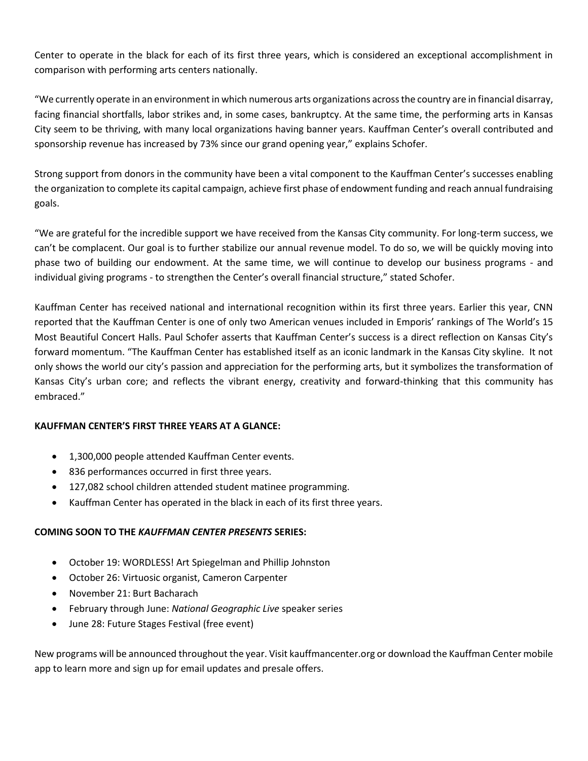Center to operate in the black for each of its first three years, which is considered an exceptional accomplishment in comparison with performing arts centers nationally.

"We currently operate in an environment in which numerous arts organizations across the country are in financial disarray, facing financial shortfalls, labor strikes and, in some cases, bankruptcy. At the same time, the performing arts in Kansas City seem to be thriving, with many local organizations having banner years. Kauffman Center's overall contributed and sponsorship revenue has increased by 73% since our grand opening year," explains Schofer.

Strong support from donors in the community have been a vital component to the Kauffman Center's successes enabling the organization to complete its capital campaign, achieve first phase of endowment funding and reach annual fundraising goals.

"We are grateful for the incredible support we have received from the Kansas City community. For long-term success, we can't be complacent. Our goal is to further stabilize our annual revenue model. To do so, we will be quickly moving into phase two of building our endowment. At the same time, we will continue to develop our business programs - and individual giving programs - to strengthen the Center's overall financial structure," stated Schofer.

Kauffman Center has received national and international recognition within its first three years. Earlier this year, CNN reported that the Kauffman Center is one of only two American venues included in Emporis' rankings of The World's 15 Most Beautiful Concert Halls. Paul Schofer asserts that Kauffman Center's success is a direct reflection on Kansas City's forward momentum. "The Kauffman Center has established itself as an iconic landmark in the Kansas City skyline. It not only shows the world our city's passion and appreciation for the performing arts, but it symbolizes the transformation of Kansas City's urban core; and reflects the vibrant energy, creativity and forward-thinking that this community has embraced."

**KAUFFMAN CENTER'S FIRST THREE YEARS AT A GLANCE:**

- 1,300,000 people attended Kauffman Center events.
- 836 performances occurred in first three years.
- 127,082 school children attended student matinee programming.
- Kauffman Center has operated in the black in each of its first three years.

**COMING SOON TO THE *KAUFFMAN CENTER PRESENTS* SERIES:**

- October 19: WORDLESS! Art Spiegelman and Phillip Johnston
- October 26: Virtuosic organist, Cameron Carpenter
- November 21: Burt Bacharach
- February through June: *National Geographic Live* speaker series
- June 28: Future Stages Festival (free event)

New programs will be announced throughout the year. Visit kauffmancenter.org or download the Kauffman Center mobile app to learn more and sign up for email updates and presale offers.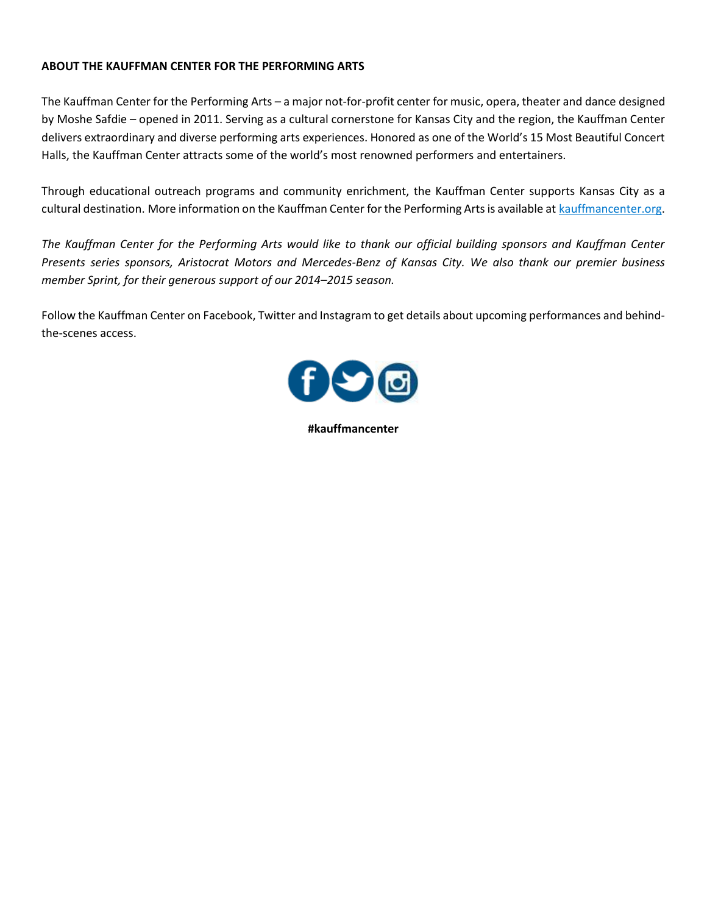**ABOUT THE KAUFFMAN CENTER FOR THE PERFORMING ARTS**

The Kauffman Center for the Performing Arts – a major not-for-profit center for music, opera, theater and dance designed by Moshe Safdie – opened in 2011. Serving as a cultural cornerstone for Kansas City and the region, the Kauffman Center delivers extraordinary and diverse performing arts experiences. Honored as one of the World's 15 Most Beautiful Concert Halls, the Kauffman Center attracts some of the world's most renowned performers and entertainers.

Through educational outreach programs and community enrichment, the Kauffman Center supports Kansas City as a cultural destination. More information on the Kauffman Center for the Performing Arts is available at [kauffmancenter.org](http://kauffmancenter.org).

*The Kauffman Center for the Performing Arts would like to thank our official building sponsors and Kauffman Center Presents series sponsors, Aristocrat Motors and Mercedes-Benz of Kansas City. We also thank our premier business member Sprint, for their generous support of our 2014–2015 season.*

Follow the Kauffman Center on Facebook, Twitter and Instagram to get details about upcoming performances and behind-the-scenes access.

**#kauffmancenter**